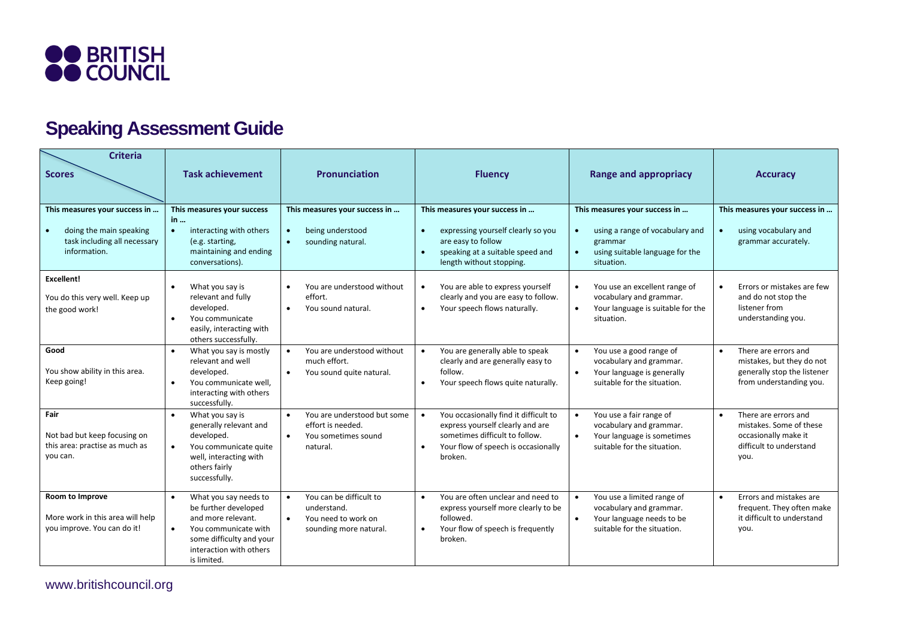BRITISH COUNCIL

# Speaking Assessment Guide

| Criteria / Scores | Task achievement | Pronunciation | Fluency | Range and appropriacy | Accuracy |
|---|---|---|---|---|---|
| **This measures your success in …**<br>• doing the main speaking task including all necessary information. | **This measures your success in …**<br>• interacting with others (e.g. starting, maintaining and ending conversations). | **This measures your success in …**<br>• being understood<br>• sounding natural. | **This measures your success in …**<br>• expressing yourself clearly so you are easy to follow<br>• speaking at a suitable speed and length without stopping. | **This measures your success in …**<br>• using a range of vocabulary and grammar<br>• using suitable language for the situation. | **This measures your success in …**<br>• using vocabulary and grammar accurately. |
| **Excellent!**<br>You do this very well. Keep up the good work! | • What you say is relevant and fully developed.<br>• You communicate easily, interacting with others successfully. | • You are understood without effort.<br>• You sound natural. | • You are able to express yourself clearly and you are easy to follow.<br>• Your speech flows naturally. | • You use an excellent range of vocabulary and grammar.<br>• Your language is suitable for the situation. | • Errors or mistakes are few and do not stop the listener from understanding you. |
| **Good**<br>You show ability in this area. Keep going! | • What you say is mostly relevant and well developed.<br>• You communicate well, interacting with others successfully. | • You are understood without much effort.<br>• You sound quite natural. | • You are generally able to speak clearly and are generally easy to follow.<br>• Your speech flows quite naturally. | • You use a good range of vocabulary and grammar.<br>• Your language is generally suitable for the situation. | • There are errors and mistakes, but they do not generally stop the listener from understanding you. |
| **Fair**<br>Not bad but keep focusing on this area: practise as much as you can. | • What you say is generally relevant and developed.<br>• You communicate quite well, interacting with others fairly successfully. | • You are understood but some effort is needed.<br>• You sometimes sound natural. | • You occasionally find it difficult to express yourself clearly and are sometimes difficult to follow.<br>• Your flow of speech is occasionally broken. | • You use a fair range of vocabulary and grammar.<br>• Your language is sometimes suitable for the situation. | • There are errors and mistakes. Some of these occasionally make it difficult to understand you. |
| **Room to Improve**<br>More work in this area will help you improve. You can do it! | • What you say needs to be further developed and more relevant.<br>• You communicate with some difficulty and your interaction with others is limited. | • You can be difficult to understand.<br>• You need to work on sounding more natural. | • You are often unclear and need to express yourself more clearly to be followed.<br>• Your flow of speech is frequently broken. | • You use a limited range of vocabulary and grammar.<br>• Your language needs to be suitable for the situation. | • Errors and mistakes are frequent. They often make it difficult to understand you. |

www.britishcouncil.org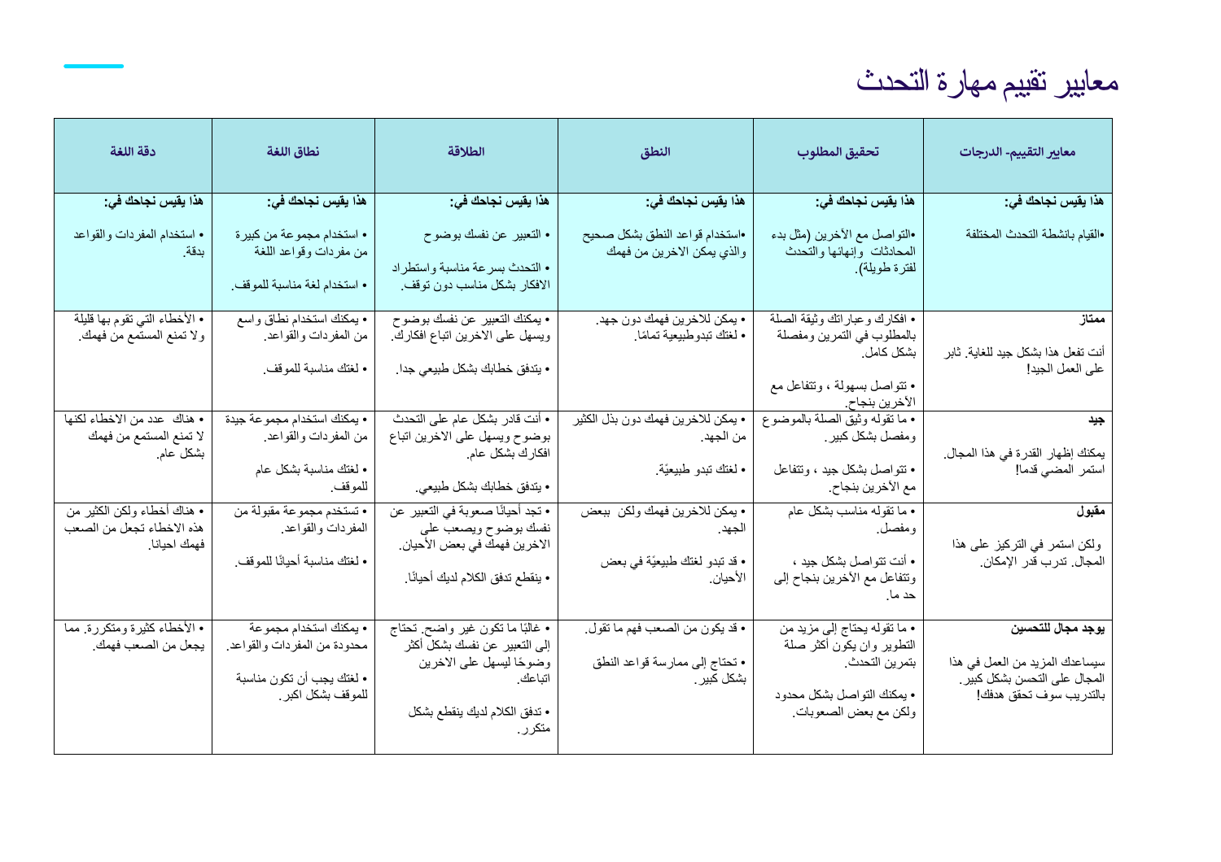# معايير تقييم مهارة التحدث

| معايير التقييم- الدرجات | تحقيق المطلوب | النطق | الطلاقة | نطاق اللغة | دقة اللغة |
|---|---|---|---|---|---|
| **هذا يقيس نجاحك في:** •القيام بانشطة التحدث المختلفة | **هذا يقيس نجاحك في:** •التواصل مع الآخرين (مثل بدء المحادثات وإنهائها والتحدث لفترة طويلة). | **هذا يقيس نجاحك في:** •استخدام قواعد النطق بشكل صحيح والذي يمكن الاخرين من فهمك | **هذا يقيس نجاحك في:** • التعبير عن نفسك بوضوح • التحدث بسرعة مناسبة واستطراد الافكار بشكل مناسب دون توقف. | **هذا يقيس نجاحك في:** • استخدام مجموعة من كبيرة من مفردات وقواعد اللغة • استخدام لغة مناسبة للموقف. | **هذا يقيس نجاحك في:** • استخدام المفردات والقواعد بدقة. |
| **ممتاز** أنت تفعل هذا بشكل جيد للغاية. ثابر على العمل الجيد! | • افكارك وعباراتك وثيقة الصلة بالمطلوب في التمرين ومفصلة بشكل كامل. • تتواصل بسهولة ، وتتفاعل مع الآخرين بنجاح. | • يمكن للاخرين فهمك دون جهد. • لغتك تبدوطبيعية تمامًا. | • يمكنك التعبير عن نفسك بوضوح ويسهل على الاخرين اتباع افكارك. • يتدفق خطابك بشكل طبيعي جدا. | • يمكنك استخدام نطاق واسع من المفردات والقواعد. • لغتك مناسبة للموقف. | • الأخطاء التي تقوم بها قليلة ولا تمنع المستمع من فهمك. |
| **جيد** يمكنك إظهار القدرة في هذا المجال. استمر المضي قدما! | • ما تقوله وثيق الصلة بالموضوع ومفصل بشكل كبير. • تتواصل بشكل جيد ، وتتفاعل مع الأخرين بنجاح. | • يمكن للاخرين فهمك دون بذل الكثير من الجهد. • لغتك تبدو طبيعيّة. | • أنت قادر بشكل عام على التحدث بوضوح ويسهل على الاخرين اتباع افكارك بشكل عام. • يتدفق خطابك بشكل طبيعي. | • يمكنك استخدام مجموعة جيدة من المفردات والقواعد. • لغتك مناسبة بشكل عام للموقف. | • هناك عدد من الاخطاء لكنها لا تمنع المستمع من فهمك بشكل عام. |
| **مقبول** ولكن استمر في التركيز على هذا المجال. تدرب قدر الإمكان. | • ما تقوله مناسب بشكل عام ومفصل. • أنت تتواصل بشكل جيد ، وتتفاعل مع الأخرين بنجاح إلى حد ما. | • يمكن للاخرين فهمك ولكن ببعض الجهد. • قد تبدو لغتك طبيعيّة في بعض الأحيان. | • تجد أحيانًا صعوبة في التعبير عن نفسك بوضوح ويصعب على الاخرين فهمك في بعض الأحيان. • ينقطع تدفق الكلام لديك أحيانًا. | • تستخدم مجموعة مقبولة من المفردات والقواعد. • لغتك مناسبة أحيانًا للموقف. | • هناك أخطاء ولكن الكثير من هذه الاخطاء تجعل من الصعب فهمك احيانا. |
| **يوجد مجال للتحسين** سيساعدك المزيد من العمل في هذا المجال على التحسن بشكل كبير. بالتدريب سوف تحقق هدفك! | • ما تقوله يحتاج إلى مزيد من التطوير وان يكون أكثر صلة بتمرين التحدث. • يمكنك التواصل بشكل محدود ولكن مع بعض الصعوبات. | • قد يكون من الصعب فهم ما تقول. • تحتاج إلى ممارسة قواعد النطق بشكل كبير. | • غالبًا ما تكون غير واضح. تحتاج إلى التعبير عن نفسك بشكل أكثر وضوحًا ليسهل على الاخرين اتباعك. • تدفق الكلام لديك ينقطع بشكل متكرر. | • يمكنك استخدام مجموعة محدودة من المفردات والقواعد. • لغتك يجب أن تكون مناسبة للموقف بشكل اكبر. | • الأخطاء كثيرة ومتكررة. مما يجعل من الصعب فهمك. |